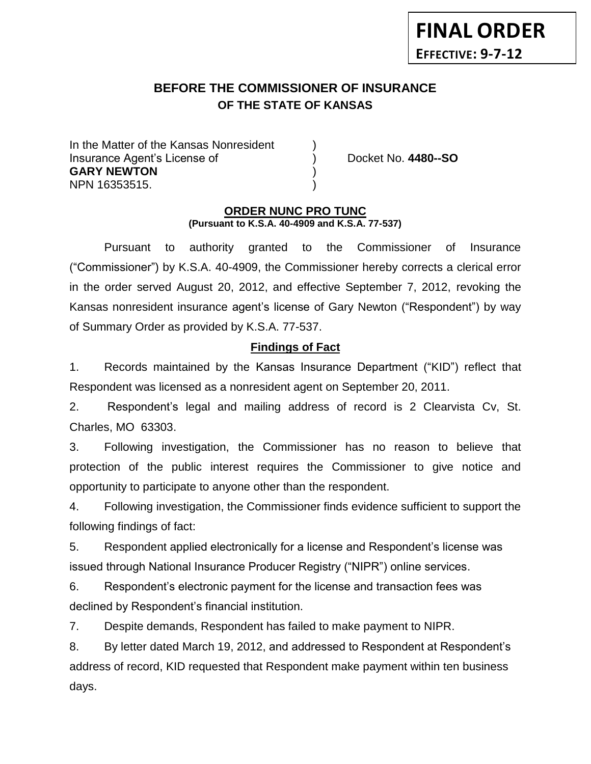**FINAL ORDER**
**EFFECTIVE: 9-7-12**

# BEFORE THE COMMISSIONER OF INSURANCE
## OF THE STATE OF KANSAS

In the Matter of the Kansas Nonresident )
Insurance Agent's License of ) Docket No. **4480--SO**
**GARY NEWTON** )
NPN 16353515. )

**ORDER NUNC PRO TUNC**
**(Pursuant to K.S.A. 40-4909 and K.S.A. 77-537)**

Pursuant to authority granted to the Commissioner of Insurance ("Commissioner") by K.S.A. 40-4909, the Commissioner hereby corrects a clerical error in the order served August 20, 2012, and effective September 7, 2012, revoking the Kansas nonresident insurance agent's license of Gary Newton ("Respondent") by way of Summary Order as provided by K.S.A. 77-537.

**Findings of Fact**

1. Records maintained by the Kansas Insurance Department ("KID") reflect that Respondent was licensed as a nonresident agent on September 20, 2011.

2. Respondent's legal and mailing address of record is 2 Clearvista Cv, St. Charles, MO 63303.

3. Following investigation, the Commissioner has no reason to believe that protection of the public interest requires the Commissioner to give notice and opportunity to participate to anyone other than the respondent.

4. Following investigation, the Commissioner finds evidence sufficient to support the following findings of fact:

5. Respondent applied electronically for a license and Respondent's license was issued through National Insurance Producer Registry ("NIPR") online services.

6. Respondent's electronic payment for the license and transaction fees was declined by Respondent's financial institution.

7. Despite demands, Respondent has failed to make payment to NIPR.

8. By letter dated March 19, 2012, and addressed to Respondent at Respondent's address of record, KID requested that Respondent make payment within ten business days.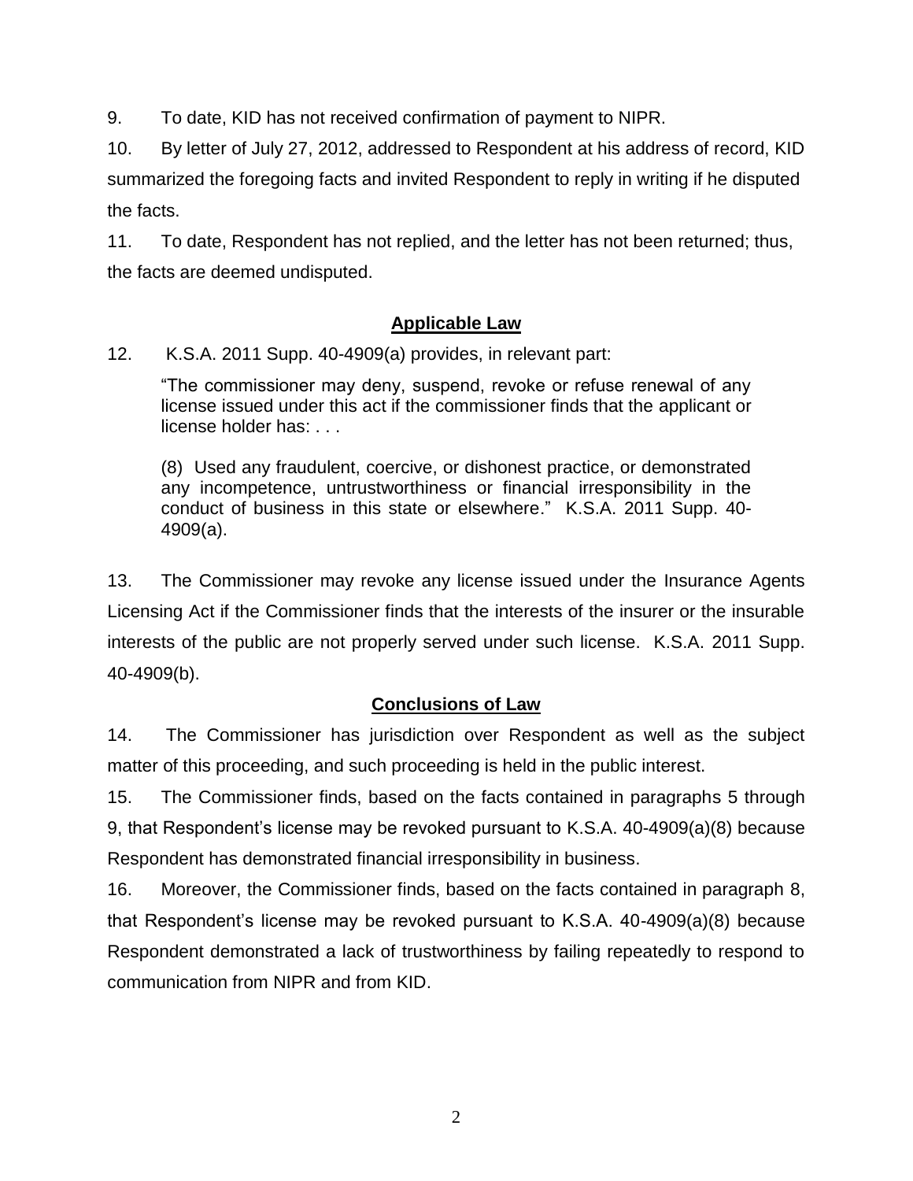9. To date, KID has not received confirmation of payment to NIPR.

10. By letter of July 27, 2012, addressed to Respondent at his address of record, KID summarized the foregoing facts and invited Respondent to reply in writing if he disputed the facts.

11. To date, Respondent has not replied, and the letter has not been returned; thus, the facts are deemed undisputed.

## **Applicable Law**

12. K.S.A. 2011 Supp. 40-4909(a) provides, in relevant part:

> "The commissioner may deny, suspend, revoke or refuse renewal of any license issued under this act if the commissioner finds that the applicant or license holder has: . . .
>
> (8) Used any fraudulent, coercive, or dishonest practice, or demonstrated any incompetence, untrustworthiness or financial irresponsibility in the conduct of business in this state or elsewhere." K.S.A. 2011 Supp. 40-4909(a).

13. The Commissioner may revoke any license issued under the Insurance Agents Licensing Act if the Commissioner finds that the interests of the insurer or the insurable interests of the public are not properly served under such license. K.S.A. 2011 Supp. 40-4909(b).

## **Conclusions of Law**

14. The Commissioner has jurisdiction over Respondent as well as the subject matter of this proceeding, and such proceeding is held in the public interest.

15. The Commissioner finds, based on the facts contained in paragraphs 5 through 9, that Respondent's license may be revoked pursuant to K.S.A. 40-4909(a)(8) because Respondent has demonstrated financial irresponsibility in business.

16. Moreover, the Commissioner finds, based on the facts contained in paragraph 8, that Respondent's license may be revoked pursuant to K.S.A. 40-4909(a)(8) because Respondent demonstrated a lack of trustworthiness by failing repeatedly to respond to communication from NIPR and from KID.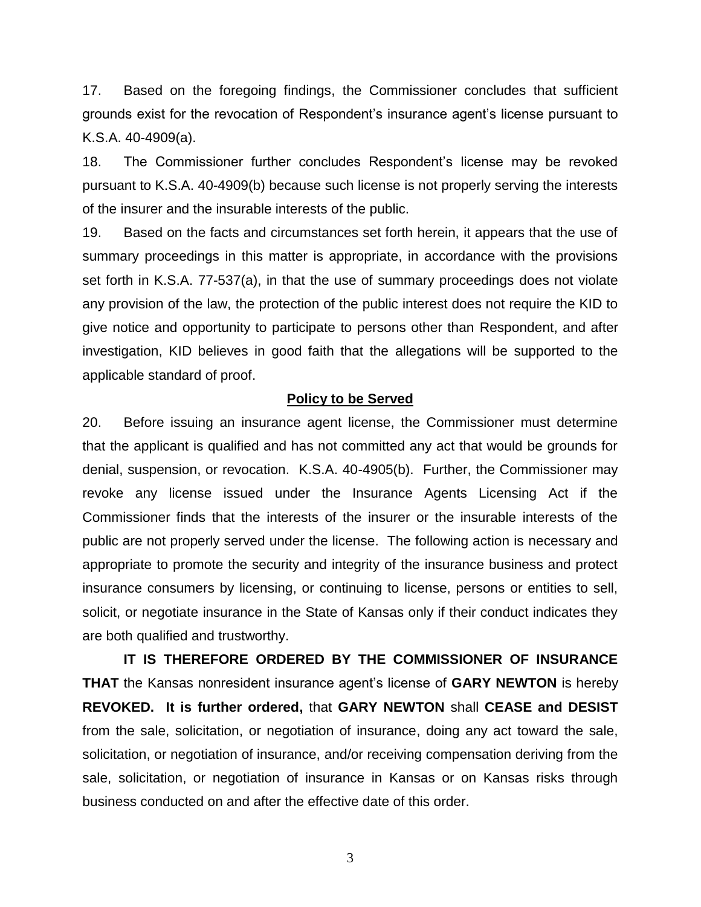17. Based on the foregoing findings, the Commissioner concludes that sufficient grounds exist for the revocation of Respondent's insurance agent's license pursuant to K.S.A. 40-4909(a).

18. The Commissioner further concludes Respondent's license may be revoked pursuant to K.S.A. 40-4909(b) because such license is not properly serving the interests of the insurer and the insurable interests of the public.

19. Based on the facts and circumstances set forth herein, it appears that the use of summary proceedings in this matter is appropriate, in accordance with the provisions set forth in K.S.A. 77-537(a), in that the use of summary proceedings does not violate any provision of the law, the protection of the public interest does not require the KID to give notice and opportunity to participate to persons other than Respondent, and after investigation, KID believes in good faith that the allegations will be supported to the applicable standard of proof.

## Policy to be Served

20. Before issuing an insurance agent license, the Commissioner must determine that the applicant is qualified and has not committed any act that would be grounds for denial, suspension, or revocation. K.S.A. 40-4905(b). Further, the Commissioner may revoke any license issued under the Insurance Agents Licensing Act if the Commissioner finds that the interests of the insurer or the insurable interests of the public are not properly served under the license. The following action is necessary and appropriate to promote the security and integrity of the insurance business and protect insurance consumers by licensing, or continuing to license, persons or entities to sell, solicit, or negotiate insurance in the State of Kansas only if their conduct indicates they are both qualified and trustworthy.

**IT IS THEREFORE ORDERED BY THE COMMISSIONER OF INSURANCE THAT** the Kansas nonresident insurance agent's license of **GARY NEWTON** is hereby **REVOKED. It is further ordered,** that **GARY NEWTON** shall **CEASE and DESIST** from the sale, solicitation, or negotiation of insurance, doing any act toward the sale, solicitation, or negotiation of insurance, and/or receiving compensation deriving from the sale, solicitation, or negotiation of insurance in Kansas or on Kansas risks through business conducted on and after the effective date of this order.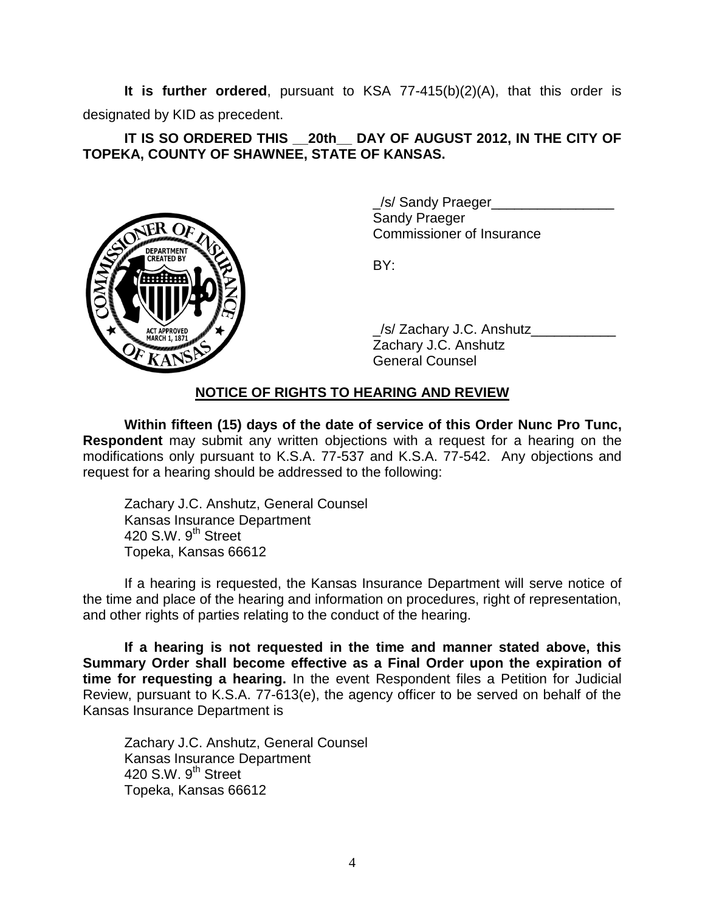**It is further ordered**, pursuant to KSA 77-415(b)(2)(A), that this order is designated by KID as precedent.

**IT IS SO ORDERED THIS __20th__ DAY OF AUGUST 2012, IN THE CITY OF TOPEKA, COUNTY OF SHAWNEE, STATE OF KANSAS.**

_/s/ Sandy Praeger________________
Sandy Praeger
Commissioner of Insurance

BY:

_/s/ Zachary J.C. Anshutz___________
Zachary J.C. Anshutz
General Counsel

## NOTICE OF RIGHTS TO HEARING AND REVIEW

**Within fifteen (15) days of the date of service of this Order Nunc Pro Tunc, Respondent** may submit any written objections with a request for a hearing on the modifications only pursuant to K.S.A. 77-537 and K.S.A. 77-542. Any objections and request for a hearing should be addressed to the following:

Zachary J.C. Anshutz, General Counsel
Kansas Insurance Department
420 S.W. 9th Street
Topeka, Kansas 66612

If a hearing is requested, the Kansas Insurance Department will serve notice of the time and place of the hearing and information on procedures, right of representation, and other rights of parties relating to the conduct of the hearing.

**If a hearing is not requested in the time and manner stated above, this Summary Order shall become effective as a Final Order upon the expiration of time for requesting a hearing.** In the event Respondent files a Petition for Judicial Review, pursuant to K.S.A. 77-613(e), the agency officer to be served on behalf of the Kansas Insurance Department is

Zachary J.C. Anshutz, General Counsel
Kansas Insurance Department
420 S.W. 9th Street
Topeka, Kansas 66612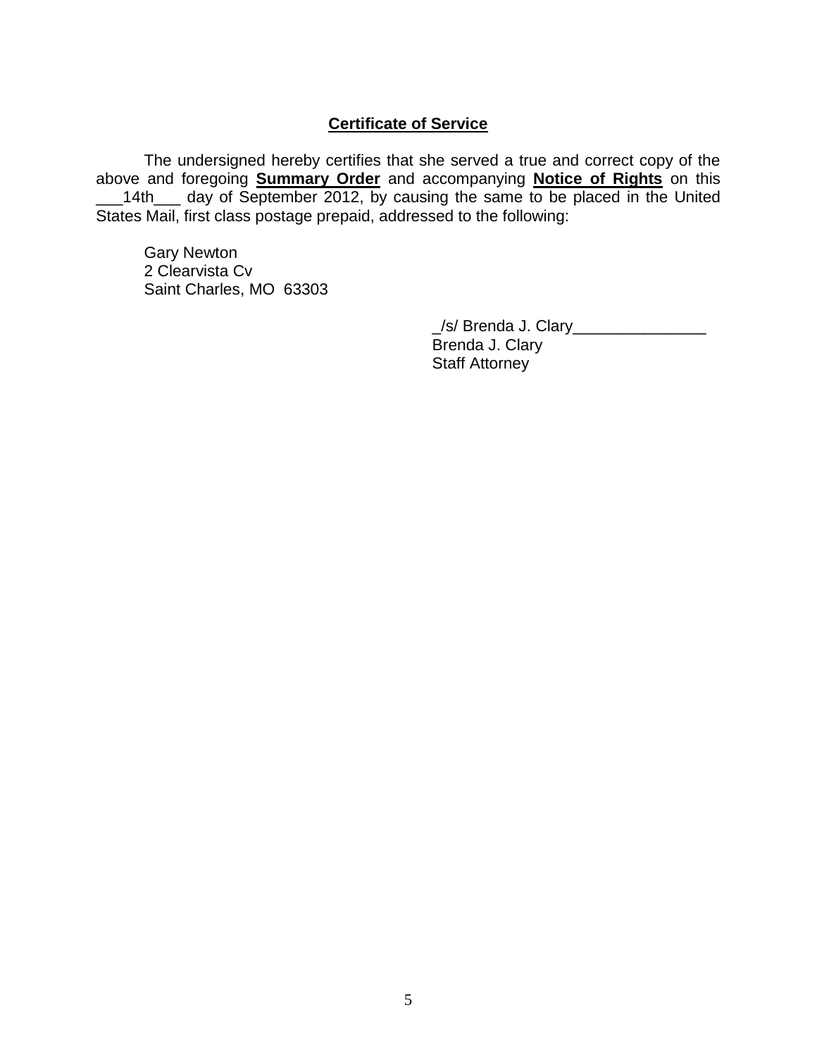## **Certificate of Service**

The undersigned hereby certifies that she served a true and correct copy of the above and foregoing **Summary Order** and accompanying **Notice of Rights** on this ___14th___ day of September 2012, by causing the same to be placed in the United States Mail, first class postage prepaid, addressed to the following:

Gary Newton
2 Clearvista Cv
Saint Charles, MO 63303

_/s/ Brenda J. Clary_______________
Brenda J. Clary
Staff Attorney